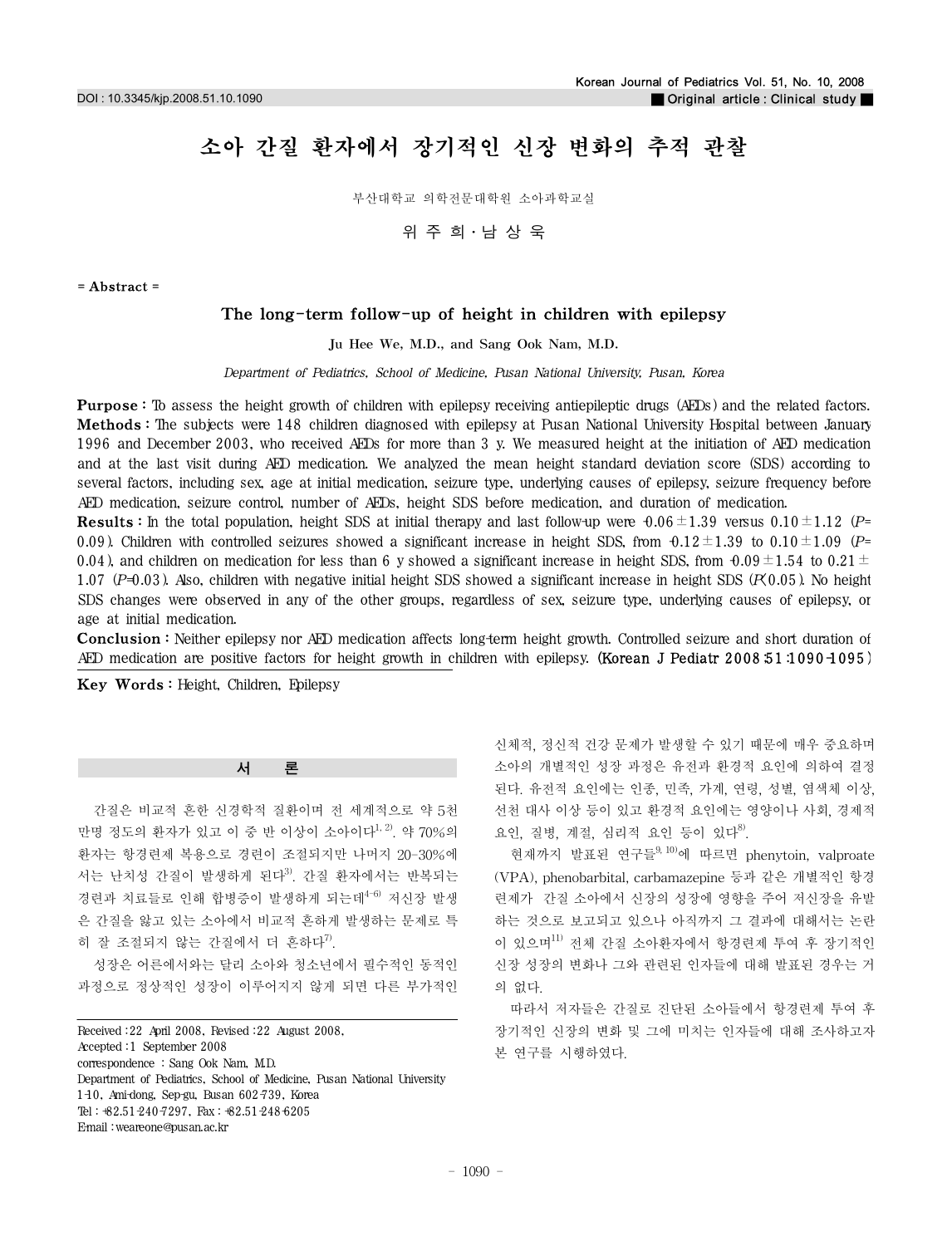# 소아 간질 환자에서 장기적인 신장 변화의 추적 관찰

부산대학교 의학전문대학원 소아과학교실

위 주 희 · 남 상 욱

= Abstract =

## The long-term follow-up of height in children with epilepsy

Ju Hee We, M.D., and Sang Ook Nam, M.D.

*Department of Pediatrics, School of Medicine, Pusan National University, Pusan, Korea*

**Purpose :** To assess the height growth of children with epilepsy receiving antiepileptic drugs (AEDs) and the related factors.

**Methods :** The subjects were 148 children diagnosed with epilepsy at Pusan National University Hospital between January 1996 and December 2003, who received AEDs for more than 3 y. We measured height at the initiation of AED medication and at the last visit during AED medication. We analyzed the mean height standard deviation score (SDS) according to several factors, including sex, age at initial medication, seizure type, underlying causes of epilepsy, seizure frequency before AED medication, seizure control, number of AEDs, height SDS before medication, and duration of medication.

**Results :** In the total population, height SDS at initial therapy and last follow-up were -0.06±1.39 versus 0.10±1.12 ($P$=0.09). Children with controlled seizures showed a significant increase in height SDS, from -0.12±1.39 to 0.10±1.09 ($P$=0.04), and children on medication for less than 6 y showed a significant increase in height SDS, from -0.09±1.54 to 0.21±1.07 ($P$=0.03). Also, children with negative initial height SDS showed a significant increase in height SDS ($P<0.05$). No height SDS changes were observed in any of the other groups, regardless of sex, seizure type, underlying causes of epilepsy, or age at initial medication.

**Conclusion :** Neither epilepsy nor AED medication affects long-term height growth. Controlled seizure and short duration of AED medication are positive factors for height growth in children with epilepsy. (Korean J Pediatr 2008;51:1090-1095)

**Key Words :** Height, Children, Epilepsy

## 서 론

간질은 비교적 흔한 신경학적 질환이며 전 세계적으로 약 5천만명 정도의 환자가 있고 이 중 반 이상이 소아이다[1, 2]. 약 70%의 환자는 항경련제 복용으로 경련이 조절되지만 나머지 20-30%에서는 난치성 간질이 발생하게 된다[3]. 간질 환자에서는 반복되는 경련과 치료들로 인해 합병증이 발생하게 되는데[4-6] 저신장 발생은 간질을 앓고 있는 소아에서 비교적 흔하게 발생하는 문제로 특히 잘 조절되지 않는 간질에서 더 흔하다[7].

성장은 어른에서와는 달리 소아와 청소년에서 필수적인 동적인 과정으로 정상적인 성장이 이루어지지 않게 되면 다른 부가적인 신체적, 정신적 건강 문제가 발생할 수 있기 때문에 매우 중요하며 소아의 개별적인 성장 과정은 유전과 환경적 요인에 의하여 결정된다. 유전적 요인에는 인종, 민족, 가계, 연령, 성별, 염색체 이상, 선천 대사 이상 등이 있고 환경적 요인에는 영양이나 사회, 경제적 요인, 질병, 계절, 심리적 요인 등이 있다[8].

현재까지 발표된 연구들[9, 10]에 따르면 phenytoin, valproate (VPA), phenobarbital, carbamazepine 등과 같은 개별적인 항경련제가 간질 소아에서 신장의 성장에 영향을 주어 저신장을 유발하는 것으로 보고되고 있으나 아직까지 그 결과에 대해서는 논란이 있으며[11] 전체 간질 소아환자에서 항경련제 투여 후 장기적인 신장 성장의 변화나 그와 관련된 인자들에 대해 발표된 경우는 거의 없다.

따라서 저자들은 간질로 진단된 소아들에서 항경련제 투여 후 장기적인 신장의 변화 및 그에 미치는 인자들에 대해 조사하고자 본 연구를 시행하였다.

---

Received : 22 April 2008, Revised : 22 August 2008,
Accepted : 1 September 2008
correspondence : Sang Ook Nam, M.D.
Department of Pediatrics, School of Medicine, Pusan National University
1-10, Ami-dong, Sep-gu, Busan 602-739, Korea
Tel : +82.51-240-7297, Fax : +82.51-248-6205
E-mail : weareone@pusan.ac.kr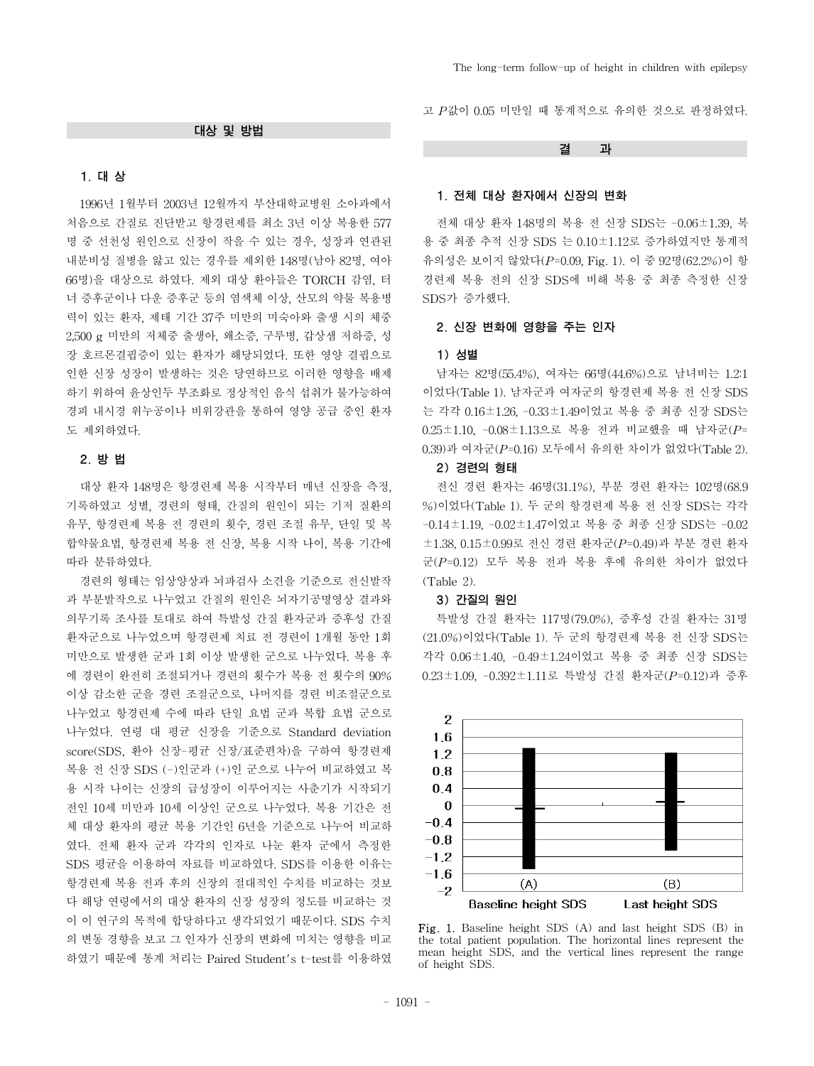## 대상 및 방법

### 1. 대 상

1996년 1월부터 2003년 12월까지 부산대학교병원 소아과에서 처음으로 간질로 진단받고 항경련제를 최소 3년 이상 복용한 577명 중 선천성 원인으로 신장이 작을 수 있는 경우, 성장과 연관된 내분비성 질병을 앓고 있는 경우를 제외한 148명(남아 82명, 여아 66명)을 대상으로 하였다. 제외 대상 환아들은 TORCH 감염, 터너 증후군이나 다운 증후군 등의 염색체 이상, 산모의 약물 복용병력이 있는 환자, 제태 기간 37주 미만의 미숙아와 출생 시의 체중 2,500 g 미만의 저체중 출생아, 왜소증, 구루병, 갑상샘 저하증, 성장 호르몬결핍증이 있는 환자가 해당되었다. 또한 영양 결핍으로 인한 신장 성장이 발생하는 것은 당연하므로 이러한 영향을 배제하기 위하여 윤상인두 부조화로 정상적인 음식 섭취가 불가능하여 경피 내시경 위누공이나 비위강관을 통하여 영양 공급 중인 환자도 제외하였다.

### 2. 방 법

대상 환자 148명은 항경련제 복용 시작부터 매년 신장을 측정, 기록하였고 성별, 경련의 형태, 간질의 원인이 되는 기저 질환의 유무, 항경련제 복용 전 경련의 횟수, 경련 조절 유무, 단일 및 복합약물요법, 항경련제 복용 전 신장, 복용 시작 나이, 복용 기간에 따라 분류하였다.

경련의 형태는 임상양상과 뇌파검사 소견을 기준으로 전신발작과 부분발작으로 나누었고 간질의 원인은 뇌자기공명영상 결과와 의무기록 조사를 토대로 하여 특발성 간질 환자군과 증후성 간질 환자군으로 나누었으며 항경련제 치료 전 경련이 1개월 동안 1회 미만으로 발생한 군과 1회 이상 발생한 군으로 나누었다. 복용 후에 경련이 완전히 조절되거나 경련의 횟수가 복용 전 횟수의 90% 이상 감소한 군을 경련 조절군으로, 나머지를 경련 비조절군으로 나누었고 항경련제 수에 따라 단일 요법 군과 복합 요법 군으로 나누었다. 연령 대 평균 신장을 기준으로 Standard deviation score(SDS, 환아 신장-평균 신장/표준편차)을 구하여 항경련제 복용 전 신장 SDS (-)인군과 (+)인 군으로 나누어 비교하였고 복용 시작 나이는 신장의 급성장이 이루어지는 사춘기가 시작되기 전인 10세 미만과 10세 이상인 군으로 나누었다. 복용 기간은 전체 대상 환자의 평균 복용 기간인 6년을 기준으로 나누어 비교하였다. 전체 환자 군과 각각의 인자로 나눈 환자 군에서 측정한 SDS 평균을 이용하여 자료를 비교하였다. SDS를 이용한 이유는 항경련제 복용 전과 후의 신장의 절대적인 수치를 비교하는 것보다 해당 연령에서의 대상 환자의 신장 성장의 정도를 비교하는 것이 이 연구의 목적에 합당하다고 생각되었기 때문이다. SDS 수치의 변동 경향을 보고 그 인자가 신장의 변화에 미치는 영향을 비교하였기 때문에 통계 처리는 Paired Student's t-test를 이용하였고 $P$값이 0.05 미만일 때 통계적으로 유의한 것으로 판정하였다.

## 결 과

### 1. 전체 대상 환자에서 신장의 변화

전체 대상 환자 148명의 복용 전 신장 SDS는 $-0.06\pm1.39$, 복용 중 최종 추적 신장 SDS 는 $0.10\pm1.12$로 증가하였지만 통계적 유의성은 보이지 않았다($P$=0.09, Fig. 1). 이 중 92명(62.2%)이 항경련제 복용 전의 신장 SDS에 비해 복용 중 최종 측정한 신장 SDS가 증가했다.

### 2. 신장 변화에 영향을 주는 인자

#### 1) 성별

남자는 82명(55.4%), 여자는 66명(44.6%)으로 남녀비는 1.2:1이었다(Table 1). 남자군과 여자군의 항경련제 복용 전 신장 SDS는 각각 $0.16\pm1.26$, $-0.33\pm1.49$이었고 복용 중 최종 신장 SDS는 $0.25\pm1.10$, $-0.08\pm1.13$으로 복용 전과 비교했을 때 남자군($P$=0.39)과 여자군($P$=0.16) 모두에서 유의한 차이가 없었다(Table 2).

#### 2) 경련의 형태

전신 경련 환자는 46명(31.1%), 부분 경련 환자는 102명(68.9%)이었다(Table 1). 두 군의 항경련제 복용 전 신장 SDS는 각각 $-0.14\pm1.19$, $-0.02\pm1.47$이었고 복용 중 최종 신장 SDS는 $-0.02\pm1.38$, $0.15\pm0.99$로 전신 경련 환자군($P$=0.49)과 부분 경련 환자군($P$=0.12) 모두 복용 전과 복용 후에 유의한 차이가 없었다(Table 2).

#### 3) 간질의 원인

특발성 간질 환자는 117명(79.0%), 증후성 간질 환자는 31명(21.0%)이었다(Table 1). 두 군의 항경련제 복용 전 신장 SDS는 각각 $0.06\pm1.40$, $-0.49\pm1.24$이었고 복용 중 최종 신장 SDS는 $0.23\pm1.09$, $-0.392\pm1.11$로 특발성 간질 환자군($P$=0.12)과 증후

Fig. 1. Baseline height SDS (A) and last height SDS (B) in the total patient population. The horizontal lines represent the mean height SDS, and the vertical lines represent the range of height SDS.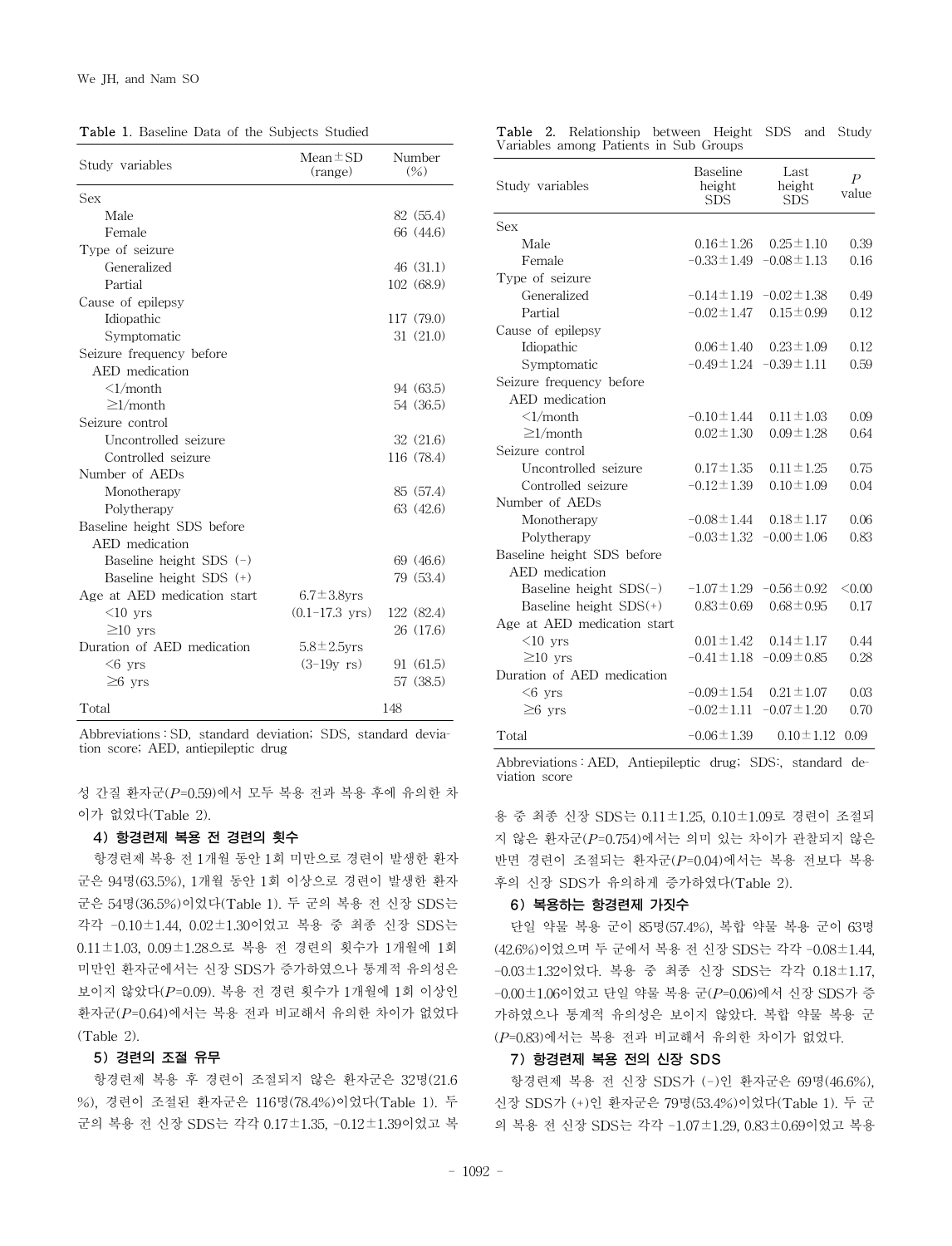Table 1. Baseline Data of the Subjects Studied

| Study variables | Mean±SD (range) | Number (%) |
|---|---|---|
| Sex | | |
| Male | | 82 (55.4) |
| Female | | 66 (44.6) |
| Type of seizure | | |
| Generalized | | 46 (31.1) |
| Partial | | 102 (68.9) |
| Cause of epilepsy | | |
| Idiopathic | | 117 (79.0) |
| Symptomatic | | 31 (21.0) |
| Seizure frequency before AED medication | | |
| <1/month | | 94 (63.5) |
| ≥1/month | | 54 (36.5) |
| Seizure control | | |
| Uncontrolled seizure | | 32 (21.6) |
| Controlled seizure | | 116 (78.4) |
| Number of AEDs | | |
| Monotherapy | | 85 (57.4) |
| Polytherapy | | 63 (42.6) |
| Baseline height SDS before AED medication | | |
| Baseline height SDS (-) | | 69 (46.6) |
| Baseline height SDS (+) | | 79 (53.4) |
| Age at AED medication start | 6.7±3.8yrs | |
| <10 yrs | (0.1-17.3 yrs) | 122 (82.4) |
| ≥10 yrs | | 26 (17.6) |
| Duration of AED medication | 5.8±2.5yrs | |
| <6 yrs | (3-19y rs) | 91 (61.5) |
| ≥6 yrs | | 57 (38.5) |
| Total | | 148 |

Abbreviations : SD, standard deviation; SDS, standard deviation score; AED, antiepileptic drug

Table 2. Relationship between Height SDS and Study Variables among Patients in Sub Groups

| Study variables | Baseline height SDS | Last height SDS | $P$ value |
|---|---|---|---|
| Sex | | | |
| Male | 0.16±1.26 | 0.25±1.10 | 0.39 |
| Female | -0.33±1.49 | -0.08±1.13 | 0.16 |
| Type of seizure | | | |
| Generalized | -0.14±1.19 | -0.02±1.38 | 0.49 |
| Partial | -0.02±1.47 | 0.15±0.99 | 0.12 |
| Cause of epilepsy | | | |
| Idiopathic | 0.06±1.40 | 0.23±1.09 | 0.12 |
| Symptomatic | -0.49±1.24 | -0.39±1.11 | 0.59 |
| Seizure frequency before AED medication | | | |
| <1/month | -0.10±1.44 | 0.11±1.03 | 0.09 |
| ≥1/month | 0.02±1.30 | 0.09±1.28 | 0.64 |
| Seizure control | | | |
| Uncontrolled seizure | 0.17±1.35 | 0.11±1.25 | 0.75 |
| Controlled seizure | -0.12±1.39 | 0.10±1.09 | 0.04 |
| Number of AEDs | | | |
| Monotherapy | -0.08±1.44 | 0.18±1.17 | 0.06 |
| Polytherapy | -0.03±1.32 | -0.00±1.06 | 0.83 |
| Baseline height SDS before AED medication | | | |
| Baseline height SDS(-) | -1.07±1.29 | -0.56±0.92 | <0.00 |
| Baseline height SDS(+) | 0.83±0.69 | 0.68±0.95 | 0.17 |
| Age at AED medication start | | | |
| <10 yrs | 0.01±1.42 | 0.14±1.17 | 0.44 |
| ≥10 yrs | -0.41±1.18 | -0.09±0.85 | 0.28 |
| Duration of AED medication | | | |
| <6 yrs | -0.09±1.54 | 0.21±1.07 | 0.03 |
| ≥6 yrs | -0.02±1.11 | -0.07±1.20 | 0.70 |
| Total | -0.06±1.39 | 0.10±1.12 | 0.09 |

Abbreviations : AED, Antiepileptic drug; SDS:, standard deviation score

성 간질 환자군($P$=0.59)에서 모두 복용 전과 복용 후에 유의한 차이가 없었다(Table 2).

### 4) 항경련제 복용 전 경련의 횟수

항경련제 복용 전 1개월 동안 1회 미만으로 경련이 발생한 환자군은 94명(63.5%), 1개월 동안 1회 이상으로 경련이 발생한 환자군은 54명(36.5%)이었다(Table 1). 두 군의 복용 전 신장 SDS는 각각 -0.10±1.44, 0.02±1.30이었고 복용 중 최종 신장 SDS는 0.11±1.03, 0.09±1.28으로 복용 전 경련의 횟수가 1개월에 1회 미만인 환자군에서는 신장 SDS가 증가하였으나 통계적 유의성은 보이지 않았다($P$=0.09). 복용 전 경련 횟수가 1개월에 1회 이상인 환자군($P$=0.64)에서는 복용 전과 비교해서 유의한 차이가 없었다(Table 2).

### 5) 경련의 조절 유무

항경련제 복용 후 경련이 조절되지 않은 환자군은 32명(21.6%), 경련이 조절된 환자군은 116명(78.4%)이었다(Table 1). 두 군의 복용 전 신장 SDS는 각각 0.17±1.35, -0.12±1.39이었고 복용 중 최종 신장 SDS는 0.11±1.25, 0.10±1.09로 경련이 조절되지 않은 환자군($P$=0.754)에서는 의미 있는 차이가 관찰되지 않은 반면 경련이 조절되는 환자군($P$=0.04)에서는 복용 전보다 복용 후의 신장 SDS가 유의하게 증가하였다(Table 2).

### 6) 복용하는 항경련제 가짓수

단일 약물 복용 군이 85명(57.4%), 복합 약물 복용 군이 63명(42.6%)이었으며 두 군에서 복용 전 신장 SDS는 각각 -0.08±1.44, -0.03±1.32이었다. 복용 중 최종 신장 SDS는 각각 0.18±1.17, -0.00±1.06이었고 단일 약물 복용 군($P$=0.06)에서 신장 SDS가 증가하였으나 통계적 유의성은 보이지 않았다. 복합 약물 복용 군($P$=0.83)에서는 복용 전과 비교해서 유의한 차이가 없었다.

### 7) 항경련제 복용 전의 신장 SDS

항경련제 복용 전 신장 SDS가 (-)인 환자군은 69명(46.6%), 신장 SDS가 (+)인 환자군은 79명(53.4%)이었다(Table 1). 두 군의 복용 전 신장 SDS는 각각 -1.07±1.29, 0.83±0.69이었고 복용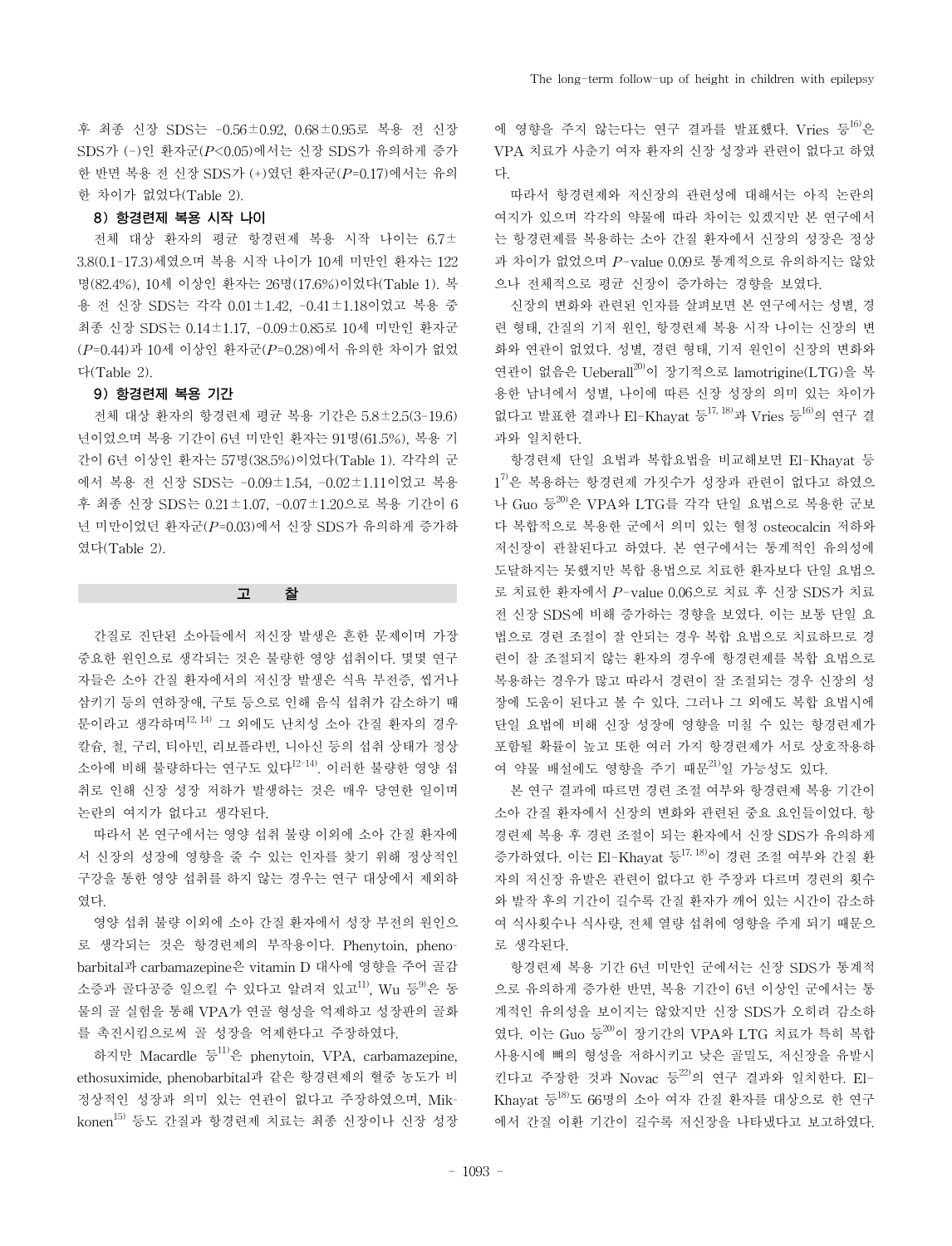후 최종 신장 SDS는 -0.56±0.92, 0.68±0.95로 복용 전 신장 SDS가 (-)인 환자군($P<0.05$)에서는 신장 SDS가 유의하게 증가한 반면 복용 전 신장 SDS가 (+)였던 환자군($P=0.17$)에서는 유의한 차이가 없었다(Table 2).

#### 8) 항경련제 복용 시작 나이

전체 대상 환자의 평균 항경련제 복용 시작 나이는 6.7±3.8(0.1-17.3)세였으며 복용 시작 나이가 10세 미만인 환자는 122명(82.4%), 10세 이상인 환자는 26명(17.6%)이었다(Table 1). 복용 전 신장 SDS는 각각 0.01±1.42, -0.41±1.18이었고 복용 중 최종 신장 SDS는 0.14±1.17, -0.09±0.85로 10세 미만인 환자군($P=0.44$)과 10세 이상인 환자군($P=0.28$)에서 유의한 차이가 없었다(Table 2).

#### 9) 항경련제 복용 기간

전체 대상 환자의 항경련제 평균 복용 기간은 5.8±2.5(3-19.6)년이었으며 복용 기간이 6년 미만인 환자는 91명(61.5%), 복용 기간이 6년 이상인 환자는 57명(38.5%)이었다(Table 1). 각각의 군에서 복용 전 신장 SDS는 -0.09±1.54, -0.02±1.11이었고 복용 후 최종 신장 SDS는 0.21±1.07, -0.07±1.20으로 복용 기간이 6년 미만이었던 환자군($P=0.03$)에서 신장 SDS가 유의하게 증가하였다(Table 2).

## 고 찰

간질로 진단된 소아들에서 저신장 발생은 흔한 문제이며 가장 중요한 원인으로 생각되는 것은 불량한 영양 섭취이다. 몇몇 연구자들은 소아 간질 환자에서의 저신장 발생은 식욕 부진증, 씹거나 삼키기 등의 연하장애, 구토 등으로 인해 음식 섭취가 감소하기 때문이라고 생각하며[12, 14] 그 외에도 난치성 소아 간질 환자의 경우 칼슘, 철, 구리, 티아민, 리보플라빈, 니아신 등의 섭취 상태가 정상 소아에 비해 불량하다는 연구도 있다[12-14]. 이러한 불량한 영양 섭취로 인해 신장 성장 저하가 발생하는 것은 매우 당연한 일이며 논란의 여지가 없다고 생각된다.

따라서 본 연구에서는 영양 섭취 불량 이외에 소아 간질 환자에서 신장의 성장에 영향을 줄 수 있는 인자를 찾기 위해 정상적인 구강을 통한 영양 섭취를 하지 않는 경우는 연구 대상에서 제외하였다.

영양 섭취 불량 이외에 소아 간질 환자에서 성장 부전의 원인으로 생각되는 것은 항경련제의 부작용이다. Phenytoin, phenobarbital과 carbamazepine은 vitamin D 대사에 영향을 주어 골감소증과 골다공증 일으킬 수 있다고 알려져 있고[11], Wu 등[9]은 동물의 골 실험을 통해 VPA가 연골 형성을 억제하고 성장판의 골화를 촉진시킴으로써 골 성장을 억제한다고 주장하였다.

하지만 Macardle 등[11]은 phenytoin, VPA, carbamazepine, ethosuximide, phenobarbital과 같은 항경련제의 혈중 농도가 비정상적인 성장과 의미 있는 연관이 없다고 주장하였으며, Mikkonen[15] 등도 간질과 항경련제 치료는 최종 신장이나 신장 성장에 영향을 주지 않는다는 연구 결과를 발표했다. Vries 등[16]은 VPA 치료가 사춘기 여자 환자의 신장 성장과 관련이 없다고 하였다.

따라서 항경련제와 저신장의 관련성에 대해서는 아직 논란의 여지가 있으며 각각의 약물에 따라 차이는 있겠지만 본 연구에서는 항경련제를 복용하는 소아 간질 환자에서 신장의 성장은 정상과 차이가 없었으며 $P$-value 0.09로 통계적으로 유의하지는 않았으나 전체적으로 평균 신장이 증가하는 경향을 보였다.

신장의 변화와 관련된 인자를 살펴보면 본 연구에서는 성별, 경련 형태, 간질의 기저 원인, 항경련제 복용 시작 나이는 신장의 변화와 연관이 없었다. 성별, 경련 형태, 기저 원인이 신장의 변화와 연관이 없음은 Ueberall[20]이 장기적으로 lamotrigine(LTG)을 복용한 남녀에서 성별, 나이에 따른 신장 성장의 의미 있는 차이가 없다고 발표한 결과나 El-Khayat 등[17, 18]과 Vries 등[16]의 연구 결과와 일치한다.

항경련제 단일 요법과 복합요법을 비교해보면 El-Khayat 등1[7]은 복용하는 항경련제 가짓수가 성장과 관련이 없다고 하였으나 Guo 등[20]은 VPA와 LTG를 각각 단일 요법으로 복용한 군보다 복합적으로 복용한 군에서 의미 있는 혈청 osteocalcin 저하와 저신장이 관찰된다고 하였다. 본 연구에서는 통계적인 유의성에 도달하지는 못했지만 복합 용법으로 치료한 환자보다 단일 요법으로 치료한 환자에서 $P$-value 0.06으로 치료 후 신장 SDS가 치료 전 신장 SDS에 비해 증가하는 경향을 보였다. 이는 보통 단일 요법으로 경련 조절이 잘 안되는 경우 복합 요법으로 치료하므로 경련이 잘 조절되지 않는 환자의 경우에 항경련제를 복합 요법으로 복용하는 경우가 많고 따라서 경련이 잘 조절되는 경우 신장의 성장에 도움이 된다고 볼 수 있다. 그러나 그 외에도 복합 요법시에 단일 요법에 비해 신장 성장에 영향을 미칠 수 있는 항경련제가 포함될 확률이 높고 또한 여러 가지 항경련제가 서로 상호작용하여 약물 배설에도 영향을 주기 때문[21]일 가능성도 있다.

본 연구 결과에 따르면 경련 조절 여부와 항경련제 복용 기간이 소아 간질 환자에서 신장의 변화와 관련된 중요 요인들이었다. 항경련제 복용 후 경련 조절이 되는 환자에서 신장 SDS가 유의하게 증가하였다. 이는 El-Khayat 등[17, 18]이 경련 조절 여부와 간질 환자의 저신장 유발은 관련이 없다고 한 주장과 다르며 경련의 횟수와 발작 후의 기간이 길수록 간질 환자가 깨어 있는 시간이 감소하여 식사횟수나 식사량, 전체 열량 섭취에 영향을 주게 되기 때문으로 생각된다.

항경련제 복용 기간 6년 미만인 군에서는 신장 SDS가 통계적으로 유의하게 증가한 반면, 복용 기간이 6년 이상인 군에서는 통계적인 유의성을 보이지는 않았지만 신장 SDS가 오히려 감소하였다. 이는 Guo 등[20]이 장기간의 VPA와 LTG 치료가 특히 복합 사용시에 뼈의 형성을 저하시키고 낮은 골밀도, 저신장을 유발시킨다고 주장한 것과 Novac 등[22]의 연구 결과와 일치한다. El-Khayat 등[18]도 66명의 소아 여자 간질 환자를 대상으로 한 연구에서 간질 이환 기간이 길수록 저신장을 나타냈다고 보고하였다.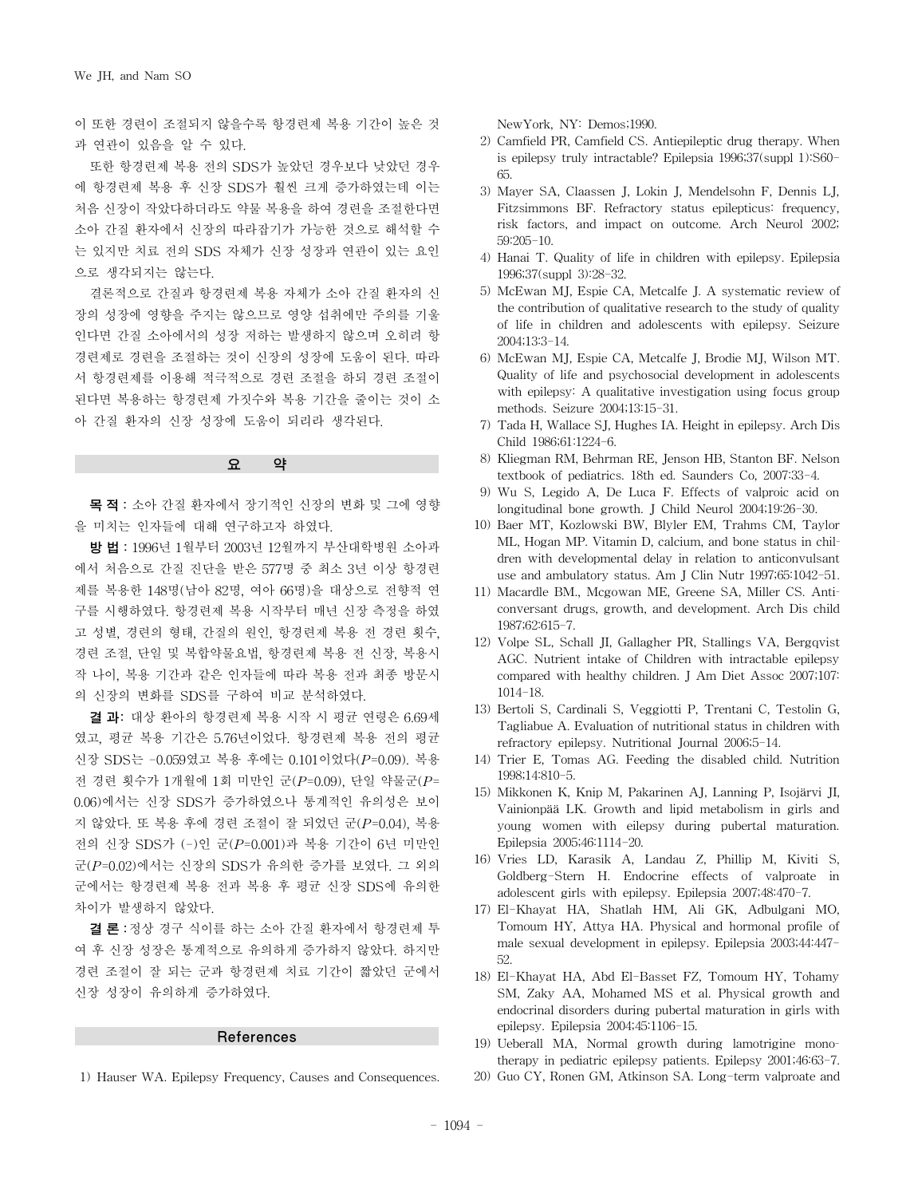이 또한 경련이 조절되지 않을수록 항경련제 복용 기간이 높은 것과 연관이 있음을 알 수 있다.

또한 항경련제 복용 전의 SDS가 높았던 경우보다 낮았던 경우에 항경련제 복용 후 신장 SDS가 훨씬 크게 증가하였는데 이는 처음 신장이 작았다하더라도 약물 복용을 하여 경련을 조절한다면 소아 간질 환자에서 신장의 따라잡기가 가능한 것으로 해석할 수는 있지만 치료 전의 SDS 자체가 신장 성장과 연관이 있는 요인으로 생각되지는 않는다.

결론적으로 간질과 항경련제 복용 자체가 소아 간질 환자의 신장의 성장에 영향을 주지는 않으므로 영양 섭취에만 주의를 기울인다면 간질 소아에서의 성장 저하는 발생하지 않으며 오히려 항경련제로 경련을 조절하는 것이 신장의 성장에 도움이 된다. 따라서 항경련제를 이용해 적극적으로 경련 조절을 하되 경련 조절이 된다면 복용하는 항경련제 가짓수와 복용 기간을 줄이는 것이 소아 간질 환자의 신장 성장에 도움이 되리라 생각된다.

## 요 약

**목 적** : 소아 간질 환자에서 장기적인 신장의 변화 및 그에 영향을 미치는 인자들에 대해 연구하고자 하였다.

**방 법** : 1996년 1월부터 2003년 12월까지 부산대학병원 소아과에서 처음으로 간질 진단을 받은 577명 중 최소 3년 이상 항경련제를 복용한 148명(남아 82명, 여아 66명)을 대상으로 전향적 연구를 시행하였다. 항경련제 복용 시작부터 매년 신장 측정을 하였고 성별, 경련의 형태, 간질의 원인, 항경련제 복용 전 경련 횟수, 경련 조절, 단일 및 복합약물요법, 항경련제 복용 전 신장, 복용시작 나이, 복용 기간과 같은 인자들에 따라 복용 전과 최종 방문시의 신장의 변화를 SDS를 구하여 비교 분석하였다.

**결 과**: 대상 환아의 항경련제 복용 시작 시 평균 연령은 6.69세였고, 평균 복용 기간은 5.76년이었다. 항경련제 복용 전의 평균 신장 SDS는 -0.059였고 복용 후에는 0.101이었다($P$=0.09). 복용 전 경련 횟수가 1개월에 1회 미만인 군($P$=0.09), 단일 약물군($P$=0.06)에서는 신장 SDS가 증가하였으나 통계적인 유의성은 보이지 않았다. 또 복용 후에 경련 조절이 잘 되었던 군($P$=0.04), 복용 전의 신장 SDS가 (-)인 군($P$=0.001)과 복용 기간이 6년 미만인 군($P$=0.02)에서는 신장의 SDS가 유의한 증가를 보였다. 그 외의 군에서는 항경련제 복용 전과 복용 후 평균 신장 SDS에 유의한 차이가 발생하지 않았다.

**결 론** : 정상 경구 식이를 하는 소아 간질 환자에서 항경련제 투여 후 신장 성장은 통계적으로 유의하게 증가하지 않았다. 하지만 경련 조절이 잘 되는 군과 항경련제 치료 기간이 짧았던 군에서 신장 성장이 유의하게 증가하였다.

## References

1) Hauser WA. Epilepsy Frequency, Causes and Consequences. NewYork, NY: Demos;1990.
2) Camfield PR, Camfield CS. Antiepileptic drug therapy. When is epilepsy truly intractable? Epilepsia 1996;37(suppl 1):S60-65.
3) Mayer SA, Claassen J, Lokin J, Mendelsohn F, Dennis LJ, Fitzsimmons BF. Refractory status epilepticus: frequency, risk factors, and impact on outcome. Arch Neurol 2002; 59:205-10.
4) Hanai T. Quality of life in children with epilepsy. Epilepsia 1996;37(suppl 3):28-32.
5) McEwan MJ, Espie CA, Metcalfe J. A systematic review of the contribution of qualitative research to the study of quality of life in children and adolescents with epilepsy. Seizure 2004;13:3-14.
6) McEwan MJ, Espie CA, Metcalfe J, Brodie MJ, Wilson MT. Quality of life and psychosocial development in adolescents with epilepsy: A qualitative investigation using focus group methods. Seizure 2004;13:15-31.
7) Tada H, Wallace SJ, Hughes IA. Height in epilepsy. Arch Dis Child 1986;61:1224-6.
8) Kliegman RM, Behrman RE, Jenson HB, Stanton BF. Nelson textbook of pediatrics. 18th ed. Saunders Co, 2007:33-4.
9) Wu S, Legido A, De Luca F. Effects of valproic acid on longitudinal bone growth. J Child Neurol 2004;19:26-30.
10) Baer MT, Kozlowski BW, Blyler EM, Trahms CM, Taylor ML, Hogan MP. Vitamin D, calcium, and bone status in children with developmental delay in relation to anticonvulsant use and ambulatory status. Am J Clin Nutr 1997;65:1042-51.
11) Macardle BM., Mcgowan ME, Greene SA, Miller CS. Anticonversant drugs, growth, and development. Arch Dis child 1987;62:615-7.
12) Volpe SL, Schall JI, Gallagher PR, Stallings VA, Bergqvist AGC. Nutrient intake of Children with intractable epilepsy compared with healthy children. J Am Diet Assoc 2007;107: 1014-18.
13) Bertoli S, Cardinali S, Veggiotti P, Trentani C, Testolin G, Tagliabue A. Evaluation of nutritional status in children with refractory epilepsy. Nutritional Journal 2006;5-14.
14) Trier E, Tomas AG. Feeding the disabled child. Nutrition 1998;14:810-5.
15) Mikkonen K, Knip M, Pakarinen AJ, Lanning P, Isojärvi JI, Vainionpää LK. Growth and lipid metabolism in girls and young women with eilepsy during pubertal maturation. Epilepsia 2005;46:1114-20.
16) Vries LD, Karasik A, Landau Z, Phillip M, Kiviti S, Goldberg-Stern H. Endocrine effects of valproate in adolescent girls with epilepsy. Epilepsia 2007;48:470-7.
17) El-Khayat HA, Shatlah HM, Ali GK, Adbulgani MO, Tomoum HY, Attya HA. Physical and hormonal profile of male sexual development in epilepsy. Epilepsia 2003;44:447-52.
18) El-Khayat HA, Abd El-Basset FZ, Tomoum HY, Tohamy SM, Zaky AA, Mohamed MS et al. Physical growth and endocrinal disorders during pubertal maturation in girls with epilepsy. Epilepsia 2004;45:1106-15.
19) Ueberall MA, Normal growth during lamotrigine monotherapy in pediatric epilepsy patients. Epilepsy 2001;46:63-7.
20) Guo CY, Ronen GM, Atkinson SA. Long-term valproate and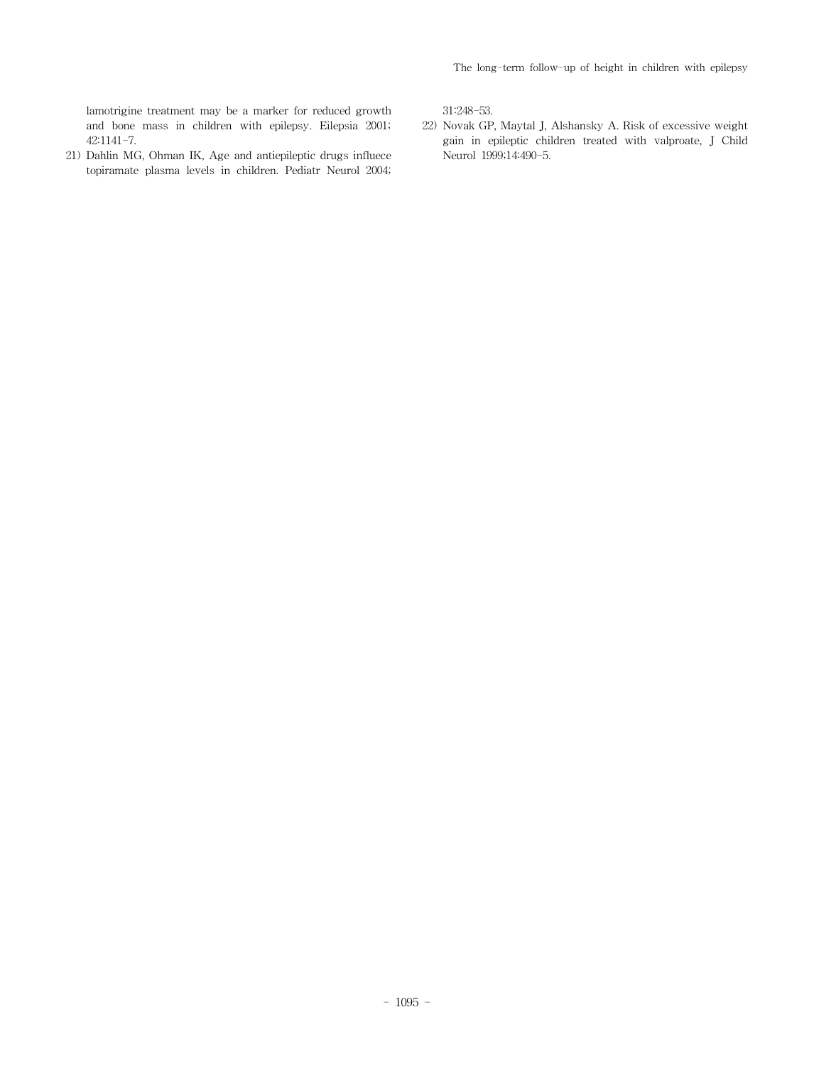lamotrigine treatment may be a marker for reduced growth and bone mass in children with epilepsy. Eilepsia 2001; 42:1141-7.

21) Dahlin MG, Ohman IK, Age and antiepileptic drugs influece topiramate plasma levels in children. Pediatr Neurol 2004; 31:248-53.

22) Novak GP, Maytal J, Alshansky A. Risk of excessive weight gain in epileptic children treated with valproate, J Child Neurol 1999;14:490-5.